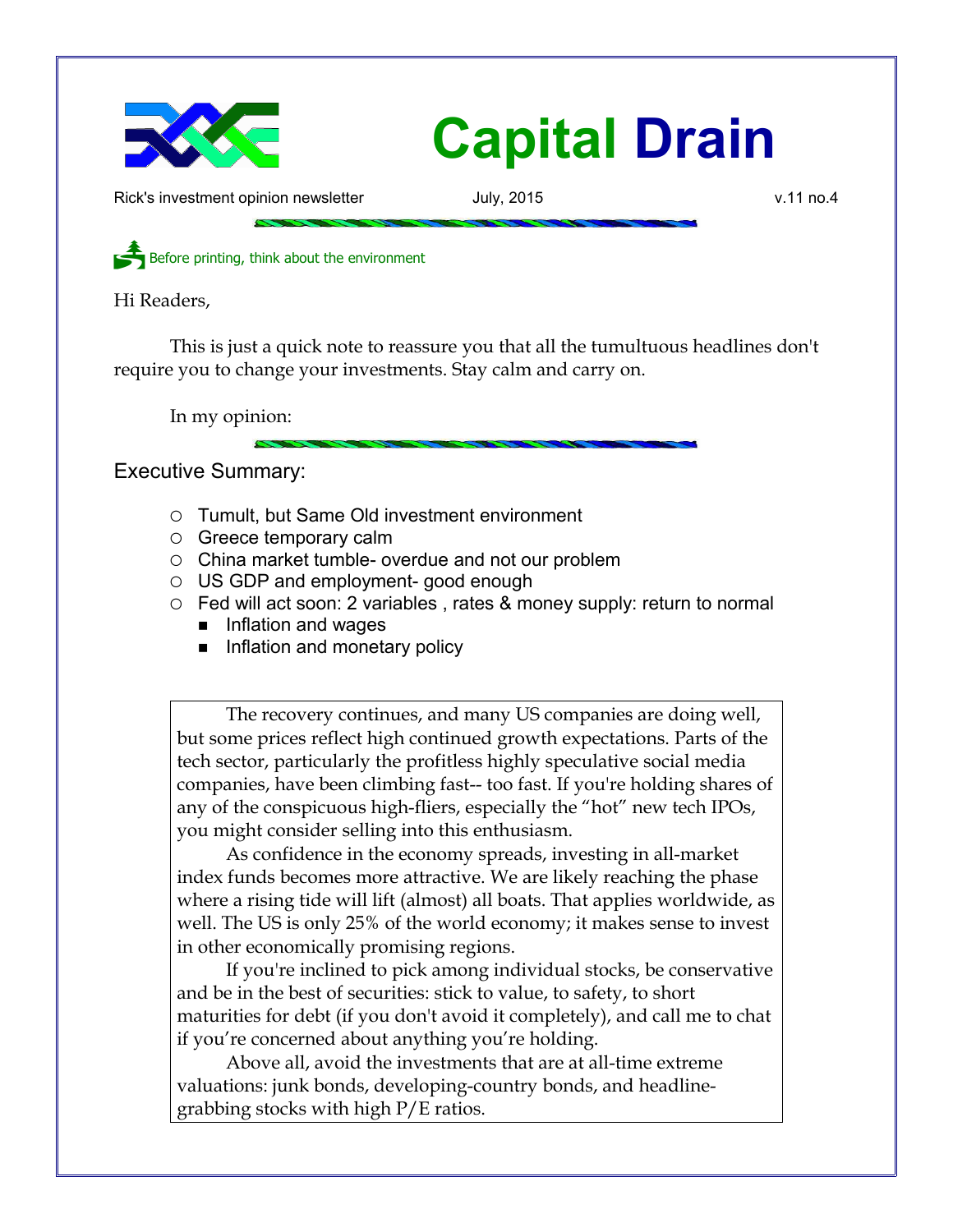# Capital Drain

Rick's investment opinion newsletter July, 2015 v.11 no.4

Before printing, think about the environment

Hi Readers,

This is just a quick note to reassure you that all the tumultuous headlines don't require you to change your investments. Stay calm and carry on.

In my opinion:

## Executive Summary:

- Tumult, but Same Old investment environment
- Greece temporary calm
- China market tumble- overdue and not our problem
- US GDP and employment- good enough
- Fed will act soon: 2 variables , rates & money supply: return to normal
  - Inflation and wages
  - Inflation and monetary policy

> The recovery continues, and many US companies are doing well, but some prices reflect high continued growth expectations. Parts of the tech sector, particularly the profitless highly speculative social media companies, have been climbing fast-- too fast. If you're holding shares of any of the conspicuous high-fliers, especially the "hot" new tech IPOs, you might consider selling into this enthusiasm.
>
> As confidence in the economy spreads, investing in all-market index funds becomes more attractive. We are likely reaching the phase where a rising tide will lift (almost) all boats. That applies worldwide, as well. The US is only 25% of the world economy; it makes sense to invest in other economically promising regions.
>
> If you're inclined to pick among individual stocks, be conservative and be in the best of securities: stick to value, to safety, to short maturities for debt (if you don't avoid it completely), and call me to chat if you're concerned about anything you're holding.
>
> Above all, avoid the investments that are at all-time extreme valuations: junk bonds, developing-country bonds, and headline-grabbing stocks with high P/E ratios.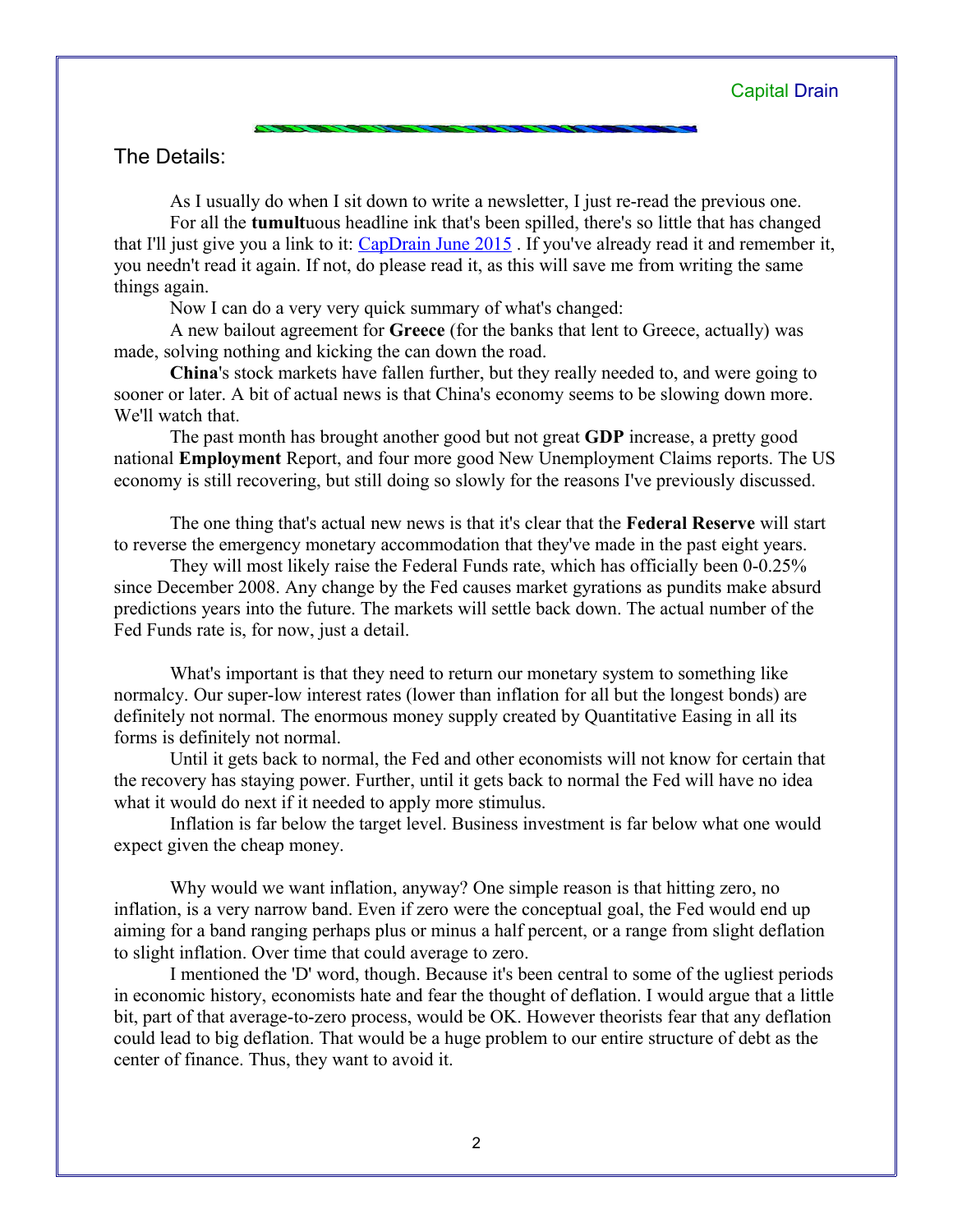## The Details:

As I usually do when I sit down to write a newsletter, I just re-read the previous one.

For all the **tumult**uous headline ink that's been spilled, there's so little that has changed that I'll just give you a link to it: [CapDrain June 2015](CapDrain June 2015) . If you've already read it and remember it, you needn't read it again. If not, do please read it, as this will save me from writing the same things again.

Now I can do a very very quick summary of what's changed:

A new bailout agreement for **Greece** (for the banks that lent to Greece, actually) was made, solving nothing and kicking the can down the road.

**China**'s stock markets have fallen further, but they really needed to, and were going to sooner or later. A bit of actual news is that China's economy seems to be slowing down more. We'll watch that.

The past month has brought another good but not great **GDP** increase, a pretty good national **Employment** Report, and four more good New Unemployment Claims reports. The US economy is still recovering, but still doing so slowly for the reasons I've previously discussed.

The one thing that's actual new news is that it's clear that the **Federal Reserve** will start to reverse the emergency monetary accommodation that they've made in the past eight years.

They will most likely raise the Federal Funds rate, which has officially been 0-0.25% since December 2008. Any change by the Fed causes market gyrations as pundits make absurd predictions years into the future. The markets will settle back down. The actual number of the Fed Funds rate is, for now, just a detail.

What's important is that they need to return our monetary system to something like normalcy. Our super-low interest rates (lower than inflation for all but the longest bonds) are definitely not normal. The enormous money supply created by Quantitative Easing in all its forms is definitely not normal.

Until it gets back to normal, the Fed and other economists will not know for certain that the recovery has staying power. Further, until it gets back to normal the Fed will have no idea what it would do next if it needed to apply more stimulus.

Inflation is far below the target level. Business investment is far below what one would expect given the cheap money.

Why would we want inflation, anyway? One simple reason is that hitting zero, no inflation, is a very narrow band. Even if zero were the conceptual goal, the Fed would end up aiming for a band ranging perhaps plus or minus a half percent, or a range from slight deflation to slight inflation. Over time that could average to zero.

I mentioned the 'D' word, though. Because it's been central to some of the ugliest periods in economic history, economists hate and fear the thought of deflation. I would argue that a little bit, part of that average-to-zero process, would be OK. However theorists fear that any deflation could lead to big deflation. That would be a huge problem to our entire structure of debt as the center of finance. Thus, they want to avoid it.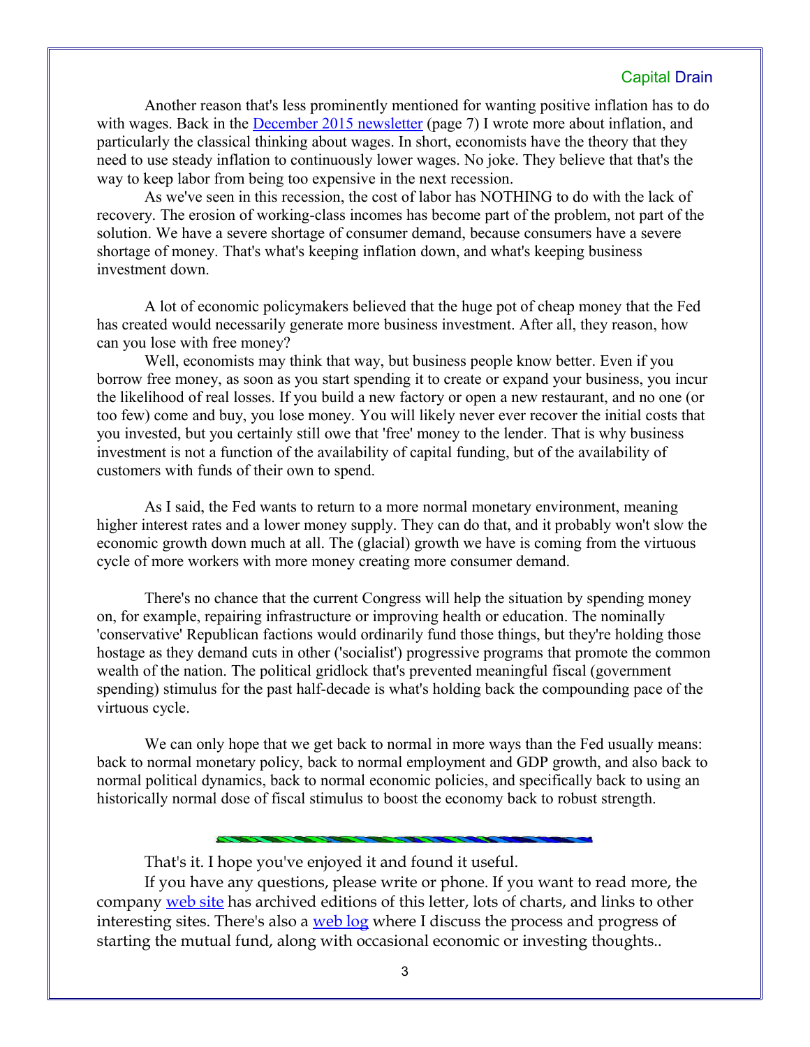Another reason that's less prominently mentioned for wanting positive inflation has to do with wages. Back in the [December 2015 newsletter](#) (page 7) I wrote more about inflation, and particularly the classical thinking about wages. In short, economists have the theory that they need to use steady inflation to continuously lower wages. No joke. They believe that that's the way to keep labor from being too expensive in the next recession.

As we've seen in this recession, the cost of labor has NOTHING to do with the lack of recovery. The erosion of working-class incomes has become part of the problem, not part of the solution. We have a severe shortage of consumer demand, because consumers have a severe shortage of money. That's what's keeping inflation down, and what's keeping business investment down.

A lot of economic policymakers believed that the huge pot of cheap money that the Fed has created would necessarily generate more business investment. After all, they reason, how can you lose with free money?

Well, economists may think that way, but business people know better. Even if you borrow free money, as soon as you start spending it to create or expand your business, you incur the likelihood of real losses. If you build a new factory or open a new restaurant, and no one (or too few) come and buy, you lose money. You will likely never ever recover the initial costs that you invested, but you certainly still owe that 'free' money to the lender. That is why business investment is not a function of the availability of capital funding, but of the availability of customers with funds of their own to spend.

As I said, the Fed wants to return to a more normal monetary environment, meaning higher interest rates and a lower money supply. They can do that, and it probably won't slow the economic growth down much at all. The (glacial) growth we have is coming from the virtuous cycle of more workers with more money creating more consumer demand.

There's no chance that the current Congress will help the situation by spending money on, for example, repairing infrastructure or improving health or education. The nominally 'conservative' Republican factions would ordinarily fund those things, but they're holding those hostage as they demand cuts in other ('socialist') progressive programs that promote the common wealth of the nation. The political gridlock that's prevented meaningful fiscal (government spending) stimulus for the past half-decade is what's holding back the compounding pace of the virtuous cycle.

We can only hope that we get back to normal in more ways than the Fed usually means: back to normal monetary policy, back to normal employment and GDP growth, and also back to normal political dynamics, back to normal economic policies, and specifically back to using an historically normal dose of fiscal stimulus to boost the economy back to robust strength.

---

That's it. I hope you've enjoyed it and found it useful.

If you have any questions, please write or phone. If you want to read more, the company [web site](#) has archived editions of this letter, lots of charts, and links to other interesting sites. There's also a [web log](#) where I discuss the process and progress of starting the mutual fund, along with occasional economic or investing thoughts..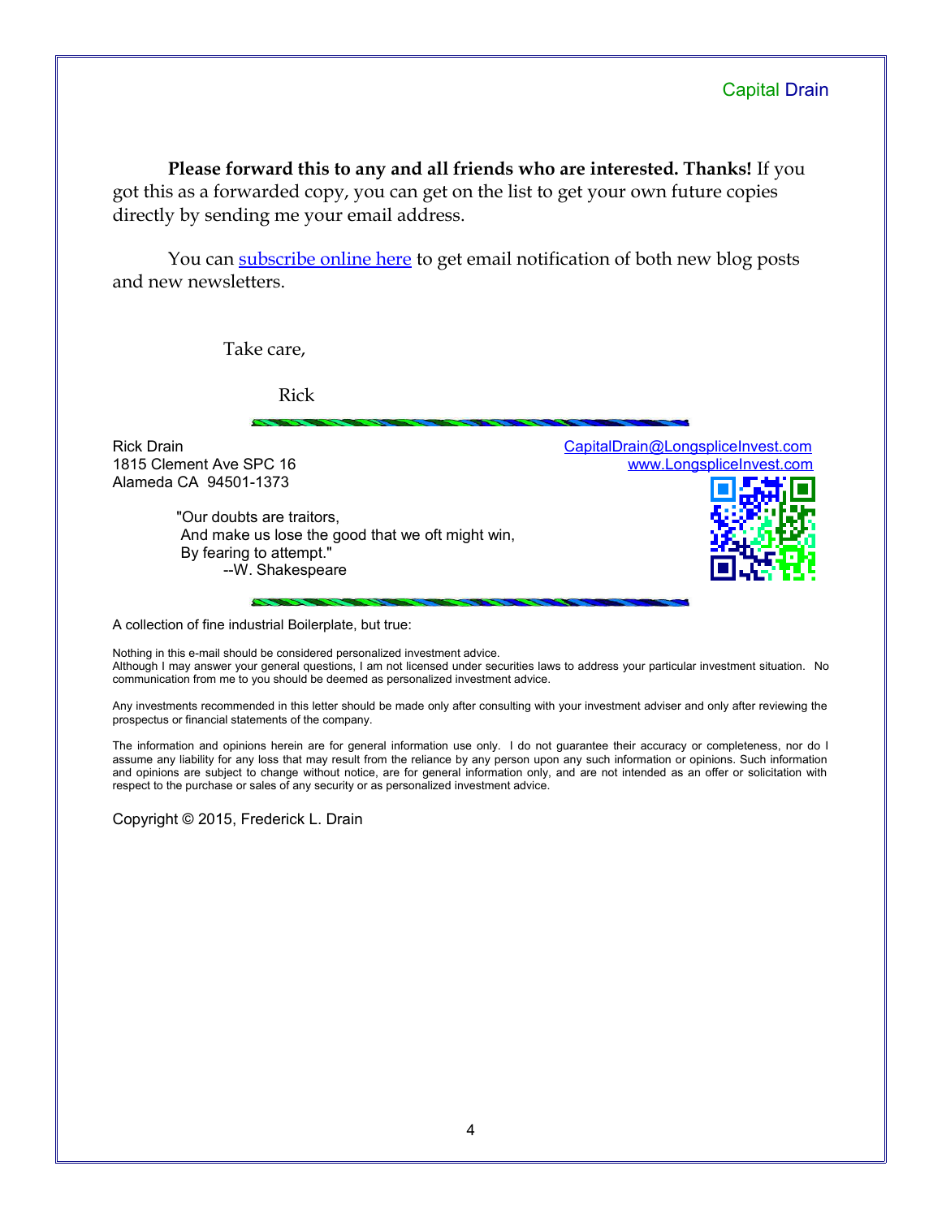**Please forward this to any and all friends who are interested. Thanks!** If you got this as a forwarded copy, you can get on the list to get your own future copies directly by sending me your email address.

You can [subscribe online here]() to get email notification of both new blog posts and new newsletters.

Take care,

Rick

Rick Drain
1815 Clement Ave SPC 16
Alameda CA 94501-1373

CapitalDrain@LongspliceInvest.com
www.LongspliceInvest.com

"Our doubts are traitors,
And make us lose the good that we oft might win,
By fearing to attempt."
--W. Shakespeare

A collection of fine industrial Boilerplate, but true:

Nothing in this e-mail should be considered personalized investment advice.
Although I may answer your general questions, I am not licensed under securities laws to address your particular investment situation. No communication from me to you should be deemed as personalized investment advice.

Any investments recommended in this letter should be made only after consulting with your investment adviser and only after reviewing the prospectus or financial statements of the company.

The information and opinions herein are for general information use only. I do not guarantee their accuracy or completeness, nor do I assume any liability for any loss that may result from the reliance by any person upon any such information or opinions. Such information and opinions are subject to change without notice, are for general information only, and are not intended as an offer or solicitation with respect to the purchase or sales of any security or as personalized investment advice.

Copyright © 2015, Frederick L. Drain